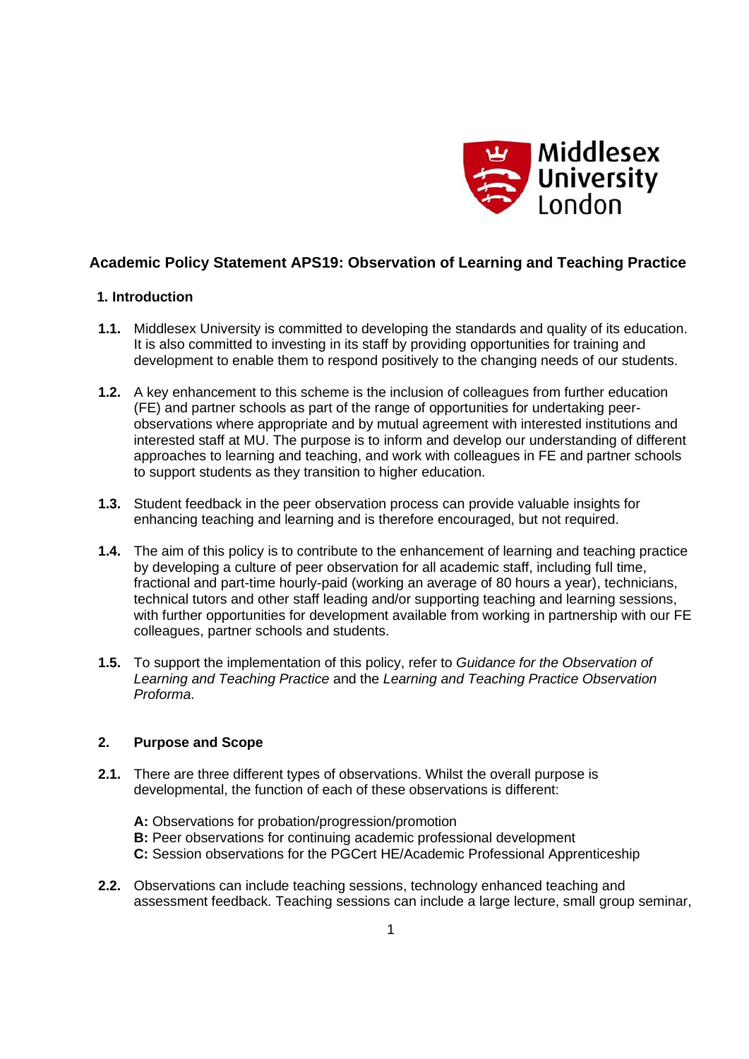# Academic Policy Statement APS19: Observation of Learning and Teaching Practice

## 1. Introduction

**1.1.** Middlesex University is committed to developing the standards and quality of its education. It is also committed to investing in its staff by providing opportunities for training and development to enable them to respond positively to the changing needs of our students.

**1.2.** A key enhancement to this scheme is the inclusion of colleagues from further education (FE) and partner schools as part of the range of opportunities for undertaking peer-observations where appropriate and by mutual agreement with interested institutions and interested staff at MU. The purpose is to inform and develop our understanding of different approaches to learning and teaching, and work with colleagues in FE and partner schools to support students as they transition to higher education.

**1.3.** Student feedback in the peer observation process can provide valuable insights for enhancing teaching and learning and is therefore encouraged, but not required.

**1.4.** The aim of this policy is to contribute to the enhancement of learning and teaching practice by developing a culture of peer observation for all academic staff, including full time, fractional and part-time hourly-paid (working an average of 80 hours a year), technicians, technical tutors and other staff leading and/or supporting teaching and learning sessions, with further opportunities for development available from working in partnership with our FE colleagues, partner schools and students.

**1.5.** To support the implementation of this policy, refer to *Guidance for the Observation of Learning and Teaching Practice* and the *Learning and Teaching Practice Observation Proforma*.

## 2. Purpose and Scope

**2.1.** There are three different types of observations. Whilst the overall purpose is developmental, the function of each of these observations is different:

**A:** Observations for probation/progression/promotion
**B:** Peer observations for continuing academic professional development
**C:** Session observations for the PGCert HE/Academic Professional Apprenticeship

**2.2.** Observations can include teaching sessions, technology enhanced teaching and assessment feedback. Teaching sessions can include a large lecture, small group seminar,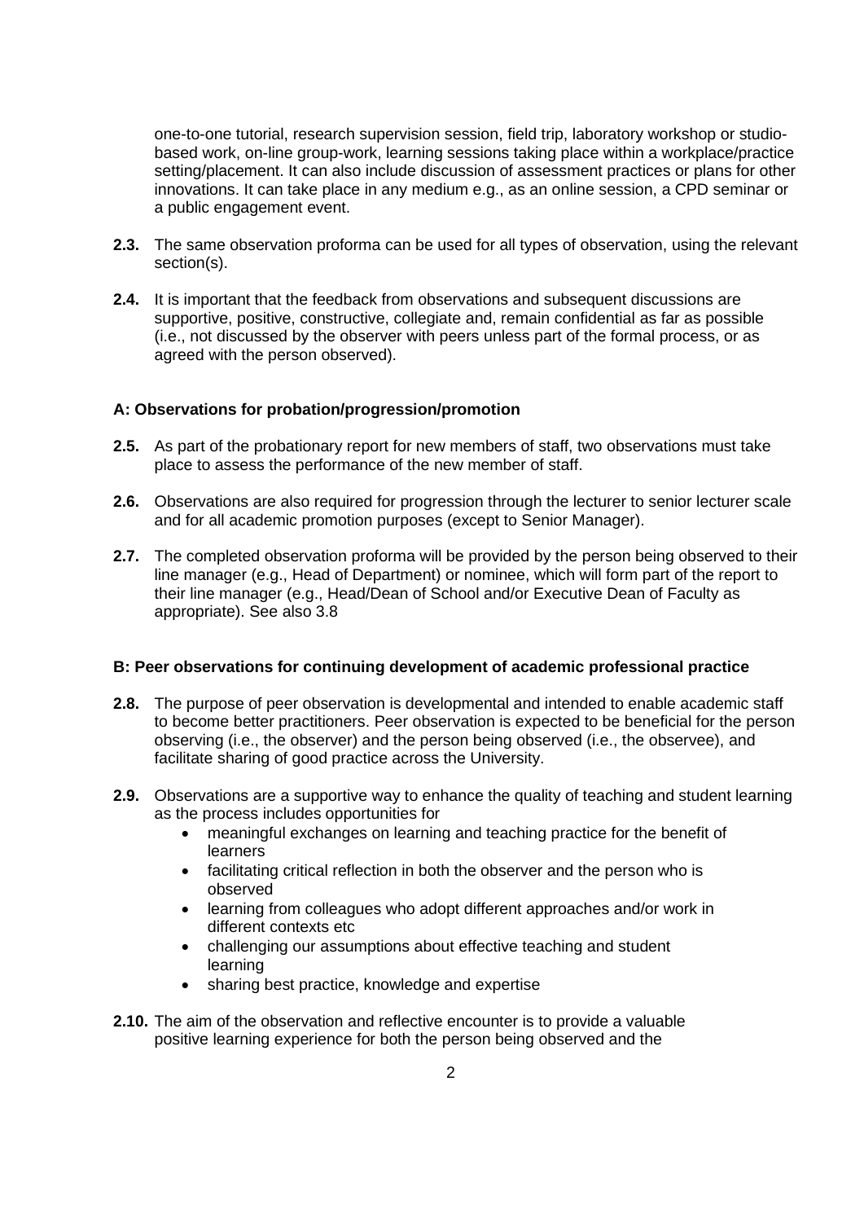one-to-one tutorial, research supervision session, field trip, laboratory workshop or studio-based work, on-line group-work, learning sessions taking place within a workplace/practice setting/placement. It can also include discussion of assessment practices or plans for other innovations. It can take place in any medium e.g., as an online session, a CPD seminar or a public engagement event.

**2.3.** The same observation proforma can be used for all types of observation, using the relevant section(s).

**2.4.** It is important that the feedback from observations and subsequent discussions are supportive, positive, constructive, collegiate and, remain confidential as far as possible (i.e., not discussed by the observer with peers unless part of the formal process, or as agreed with the person observed).

### A: Observations for probation/progression/promotion

**2.5.** As part of the probationary report for new members of staff, two observations must take place to assess the performance of the new member of staff.

**2.6.** Observations are also required for progression through the lecturer to senior lecturer scale and for all academic promotion purposes (except to Senior Manager).

**2.7.** The completed observation proforma will be provided by the person being observed to their line manager (e.g., Head of Department) or nominee, which will form part of the report to their line manager (e.g., Head/Dean of School and/or Executive Dean of Faculty as appropriate). See also 3.8

### B: Peer observations for continuing development of academic professional practice

**2.8.** The purpose of peer observation is developmental and intended to enable academic staff to become better practitioners. Peer observation is expected to be beneficial for the person observing (i.e., the observer) and the person being observed (i.e., the observee), and facilitate sharing of good practice across the University.

**2.9.** Observations are a supportive way to enhance the quality of teaching and student learning as the process includes opportunities for

- meaningful exchanges on learning and teaching practice for the benefit of learners
- facilitating critical reflection in both the observer and the person who is observed
- learning from colleagues who adopt different approaches and/or work in different contexts etc
- challenging our assumptions about effective teaching and student learning
- sharing best practice, knowledge and expertise

**2.10.** The aim of the observation and reflective encounter is to provide a valuable positive learning experience for both the person being observed and the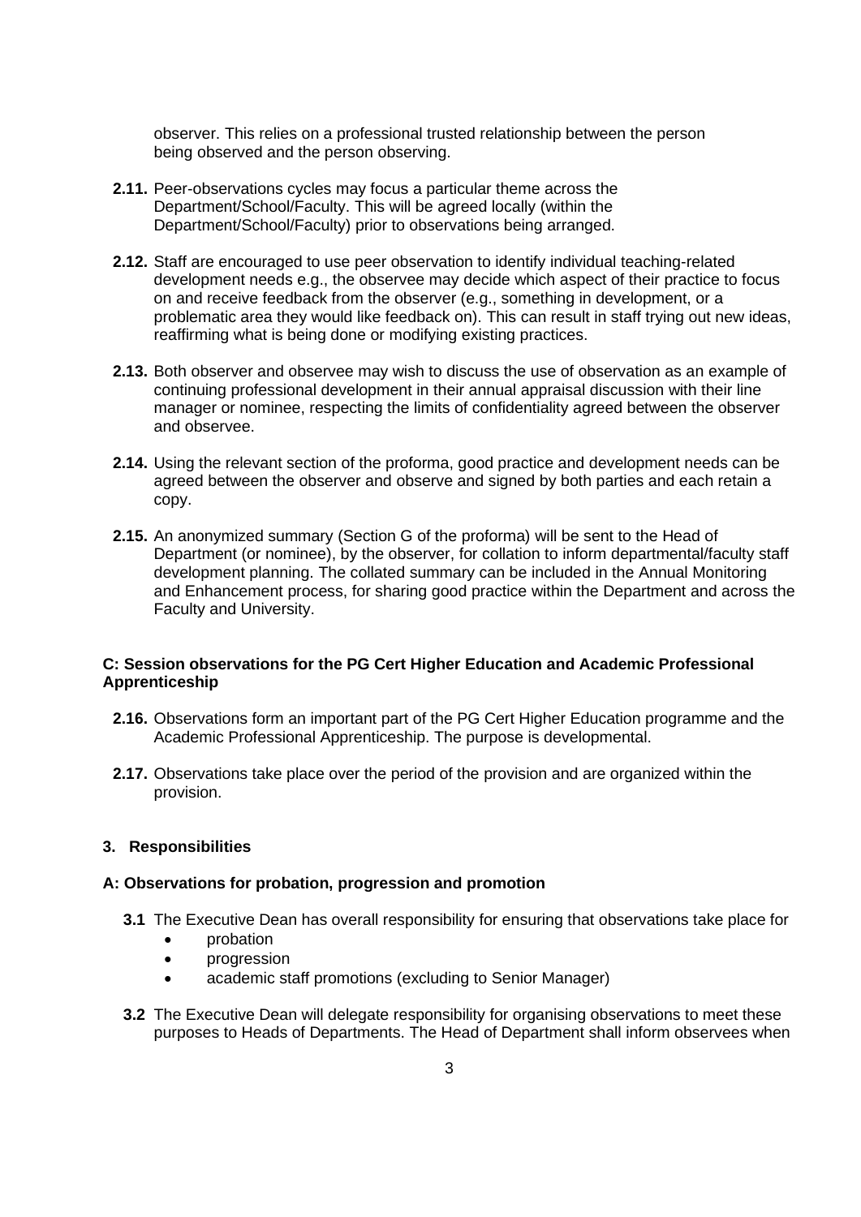observer. This relies on a professional trusted relationship between the person being observed and the person observing.

**2.11.** Peer-observations cycles may focus a particular theme across the Department/School/Faculty. This will be agreed locally (within the Department/School/Faculty) prior to observations being arranged.

**2.12.** Staff are encouraged to use peer observation to identify individual teaching-related development needs e.g., the observee may decide which aspect of their practice to focus on and receive feedback from the observer (e.g., something in development, or a problematic area they would like feedback on). This can result in staff trying out new ideas, reaffirming what is being done or modifying existing practices.

**2.13.** Both observer and observee may wish to discuss the use of observation as an example of continuing professional development in their annual appraisal discussion with their line manager or nominee, respecting the limits of confidentiality agreed between the observer and observee.

**2.14.** Using the relevant section of the proforma, good practice and development needs can be agreed between the observer and observe and signed by both parties and each retain a copy.

**2.15.** An anonymized summary (Section G of the proforma) will be sent to the Head of Department (or nominee), by the observer, for collation to inform departmental/faculty staff development planning. The collated summary can be included in the Annual Monitoring and Enhancement process, for sharing good practice within the Department and across the Faculty and University.

**C: Session observations for the PG Cert Higher Education and Academic Professional Apprenticeship**

**2.16.** Observations form an important part of the PG Cert Higher Education programme and the Academic Professional Apprenticeship. The purpose is developmental.

**2.17.** Observations take place over the period of the provision and are organized within the provision.

## 3. Responsibilities

**A: Observations for probation, progression and promotion**

**3.1** The Executive Dean has overall responsibility for ensuring that observations take place for

- probation
- progression
- academic staff promotions (excluding to Senior Manager)

**3.2** The Executive Dean will delegate responsibility for organising observations to meet these purposes to Heads of Departments. The Head of Department shall inform observees when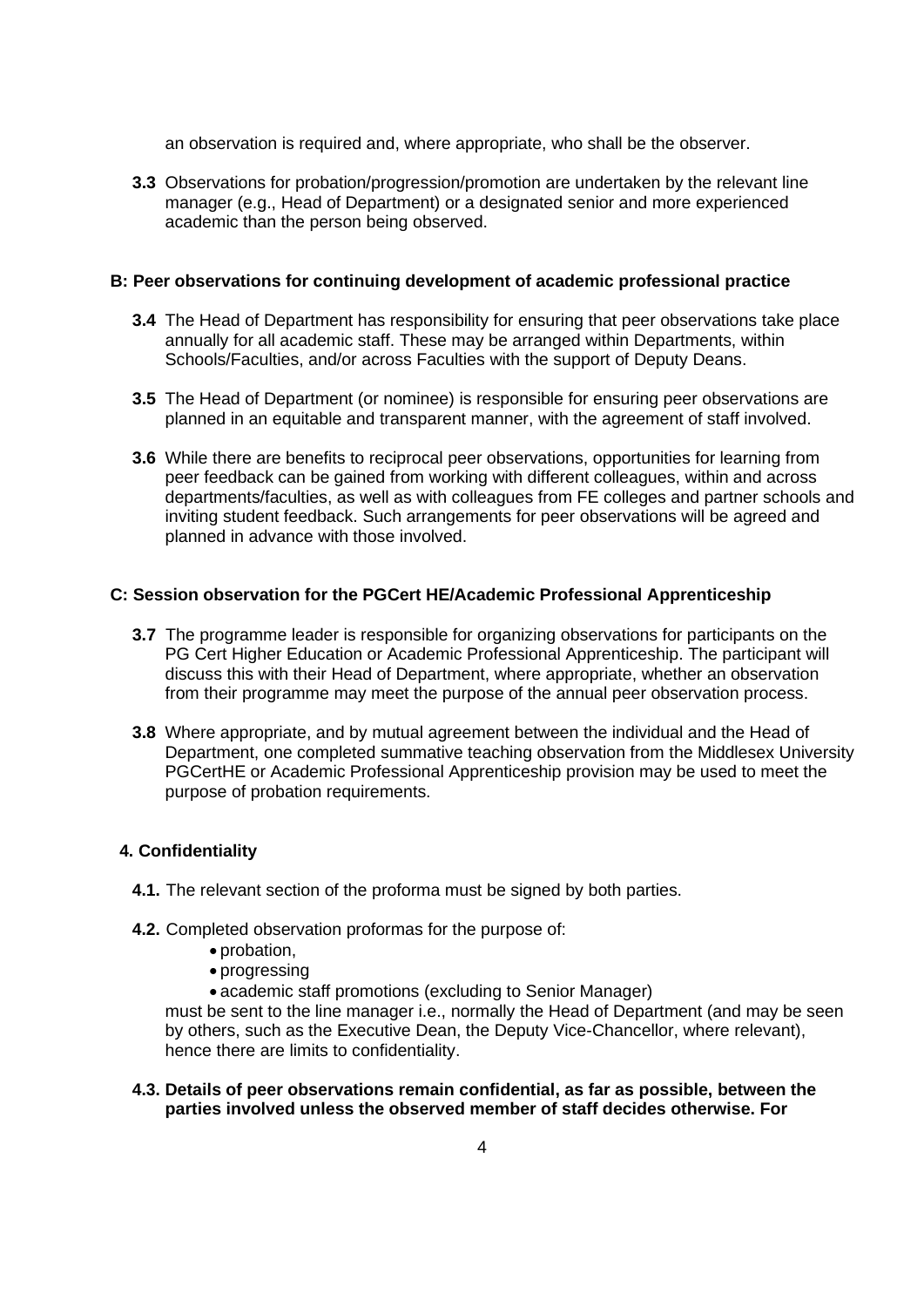an observation is required and, where appropriate, who shall be the observer.

**3.3** Observations for probation/progression/promotion are undertaken by the relevant line manager (e.g., Head of Department) or a designated senior and more experienced academic than the person being observed.

### B: Peer observations for continuing development of academic professional practice

**3.4** The Head of Department has responsibility for ensuring that peer observations take place annually for all academic staff. These may be arranged within Departments, within Schools/Faculties, and/or across Faculties with the support of Deputy Deans.

**3.5** The Head of Department (or nominee) is responsible for ensuring peer observations are planned in an equitable and transparent manner, with the agreement of staff involved.

**3.6** While there are benefits to reciprocal peer observations, opportunities for learning from peer feedback can be gained from working with different colleagues, within and across departments/faculties, as well as with colleagues from FE colleges and partner schools and inviting student feedback. Such arrangements for peer observations will be agreed and planned in advance with those involved.

### C: Session observation for the PGCert HE/Academic Professional Apprenticeship

**3.7** The programme leader is responsible for organizing observations for participants on the PG Cert Higher Education or Academic Professional Apprenticeship. The participant will discuss this with their Head of Department, where appropriate, whether an observation from their programme may meet the purpose of the annual peer observation process.

**3.8** Where appropriate, and by mutual agreement between the individual and the Head of Department, one completed summative teaching observation from the Middlesex University PGCertHE or Academic Professional Apprenticeship provision may be used to meet the purpose of probation requirements.

## 4. Confidentiality

**4.1.** The relevant section of the proforma must be signed by both parties.

**4.2.** Completed observation proformas for the purpose of:

- probation,
- progressing
- academic staff promotions (excluding to Senior Manager)

must be sent to the line manager i.e., normally the Head of Department (and may be seen by others, such as the Executive Dean, the Deputy Vice-Chancellor, where relevant), hence there are limits to confidentiality.

**4.3. Details of peer observations remain confidential, as far as possible, between the parties involved unless the observed member of staff decides otherwise. For**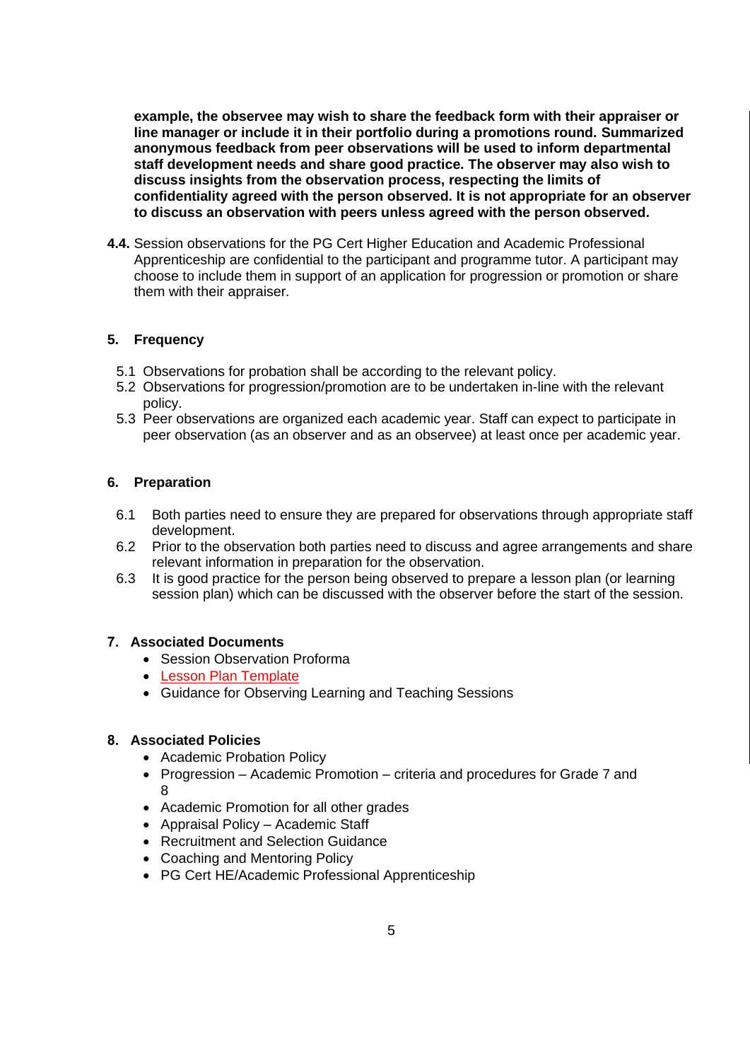**example, the observee may wish to share the feedback form with their appraiser or line manager or include it in their portfolio during a promotions round. Summarized anonymous feedback from peer observations will be used to inform departmental staff development needs and share good practice. The observer may also wish to discuss insights from the observation process, respecting the limits of confidentiality agreed with the person observed. It is not appropriate for an observer to discuss an observation with peers unless agreed with the person observed.**

**4.4.** Session observations for the PG Cert Higher Education and Academic Professional Apprenticeship are confidential to the participant and programme tutor. A participant may choose to include them in support of an application for progression or promotion or share them with their appraiser.

## 5. Frequency

5.1 Observations for probation shall be according to the relevant policy.

5.2 Observations for progression/promotion are to be undertaken in-line with the relevant policy.

5.3 Peer observations are organized each academic year. Staff can expect to participate in peer observation (as an observer and as an observee) at least once per academic year.

## 6. Preparation

6.1 Both parties need to ensure they are prepared for observations through appropriate staff development.

6.2 Prior to the observation both parties need to discuss and agree arrangements and share relevant information in preparation for the observation.

6.3 It is good practice for the person being observed to prepare a lesson plan (or learning session plan) which can be discussed with the observer before the start of the session.

## 7. Associated Documents

- Session Observation Proforma
- Lesson Plan Template
- Guidance for Observing Learning and Teaching Sessions

## 8. Associated Policies

- Academic Probation Policy
- Progression – Academic Promotion – criteria and procedures for Grade 7 and 8
- Academic Promotion for all other grades
- Appraisal Policy – Academic Staff
- Recruitment and Selection Guidance
- Coaching and Mentoring Policy
- PG Cert HE/Academic Professional Apprenticeship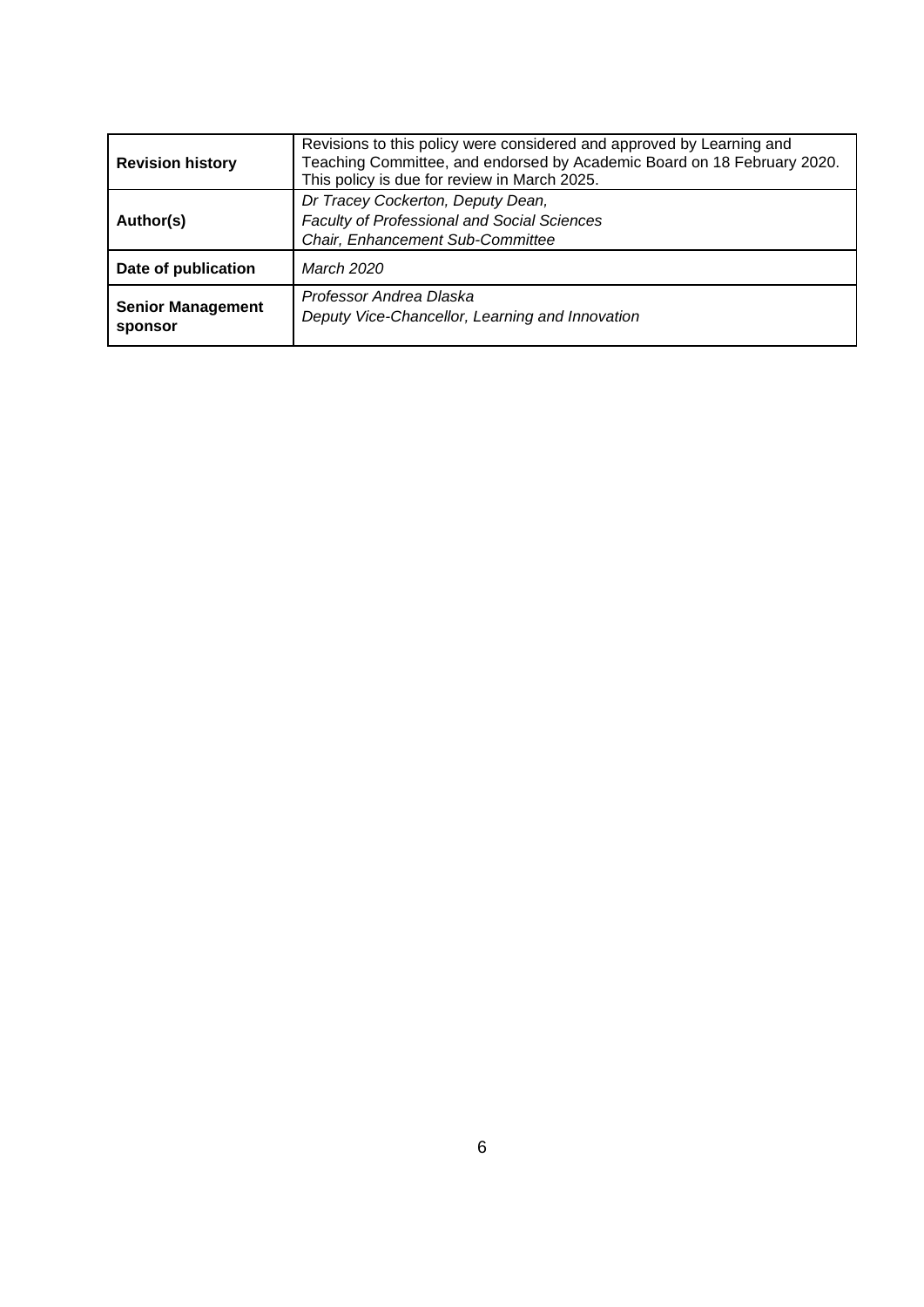| **Revision history** | Revisions to this policy were considered and approved by Learning and Teaching Committee, and endorsed by Academic Board on 18 February 2020. This policy is due for review in March 2025. |
|---|---|
| **Author(s)** | *Dr Tracey Cockerton, Deputy Dean,*<br>*Faculty of Professional and Social Sciences*<br>*Chair, Enhancement Sub-Committee* |
| **Date of publication** | *March 2020* |
| **Senior Management sponsor** | *Professor Andrea Dlaska*<br>*Deputy Vice-Chancellor, Learning and Innovation* |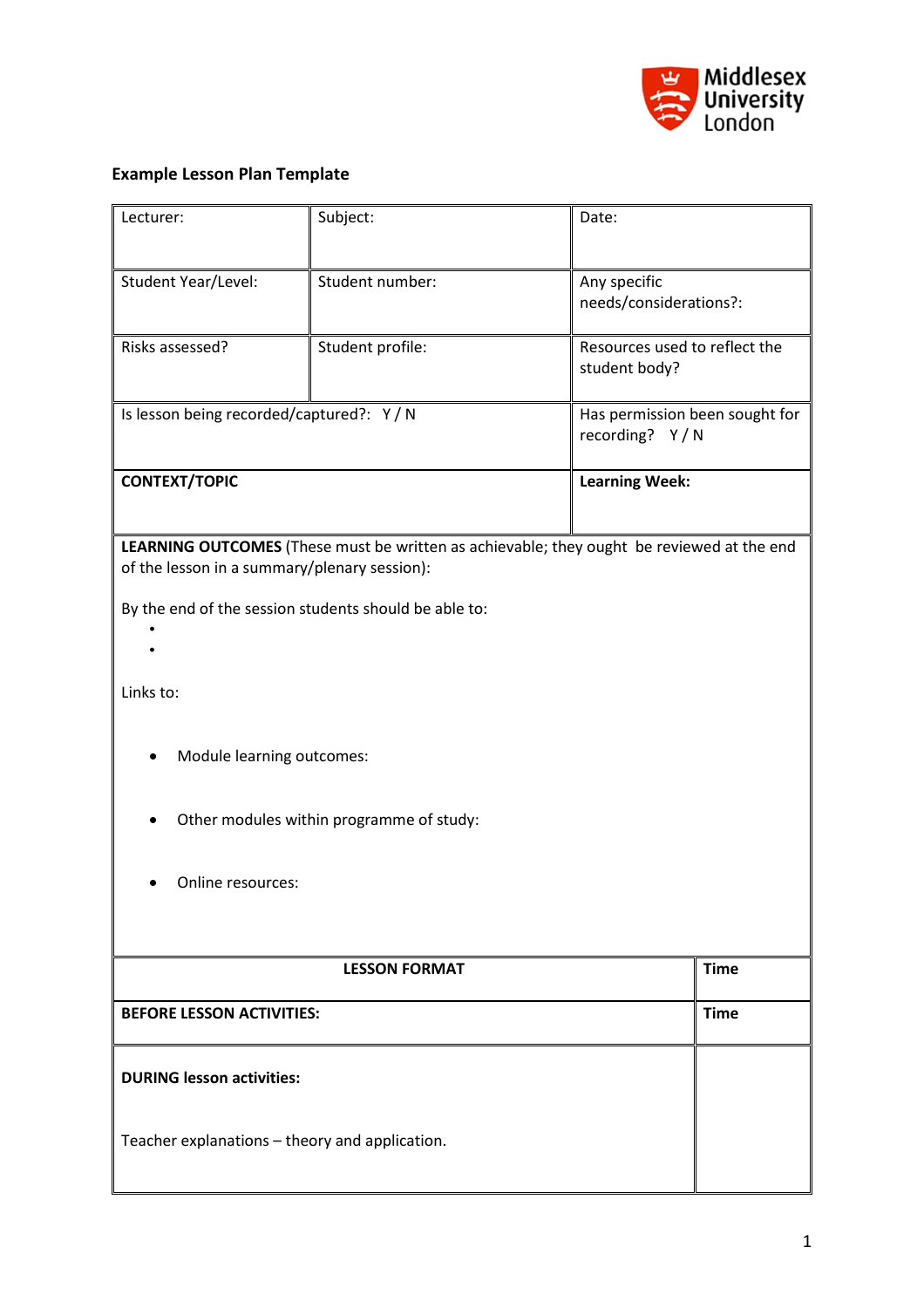**Example Lesson Plan Template**

| Lecturer: | Subject: | Date: |
|---|---|---|
| Student Year/Level: | Student number: | Any specific needs/considerations?: |
| Risks assessed? | Student profile: | Resources used to reflect the student body? |
| Is lesson being recorded/captured?: Y / N | | Has permission been sought for recording? Y / N |
| **CONTEXT/TOPIC** | | **Learning Week:** |

**LEARNING OUTCOMES** (These must be written as achievable; they ought be reviewed at the end of the lesson in a summary/plenary session):

By the end of the session students should be able to:

- 
- 

Links to:

- Module learning outcomes:
- Other modules within programme of study:
- Online resources:

| LESSON FORMAT | Time |
|---|---|
| **BEFORE LESSON ACTIVITIES:** | **Time** |
| **DURING lesson activities:**<br><br>Teacher explanations – theory and application. | |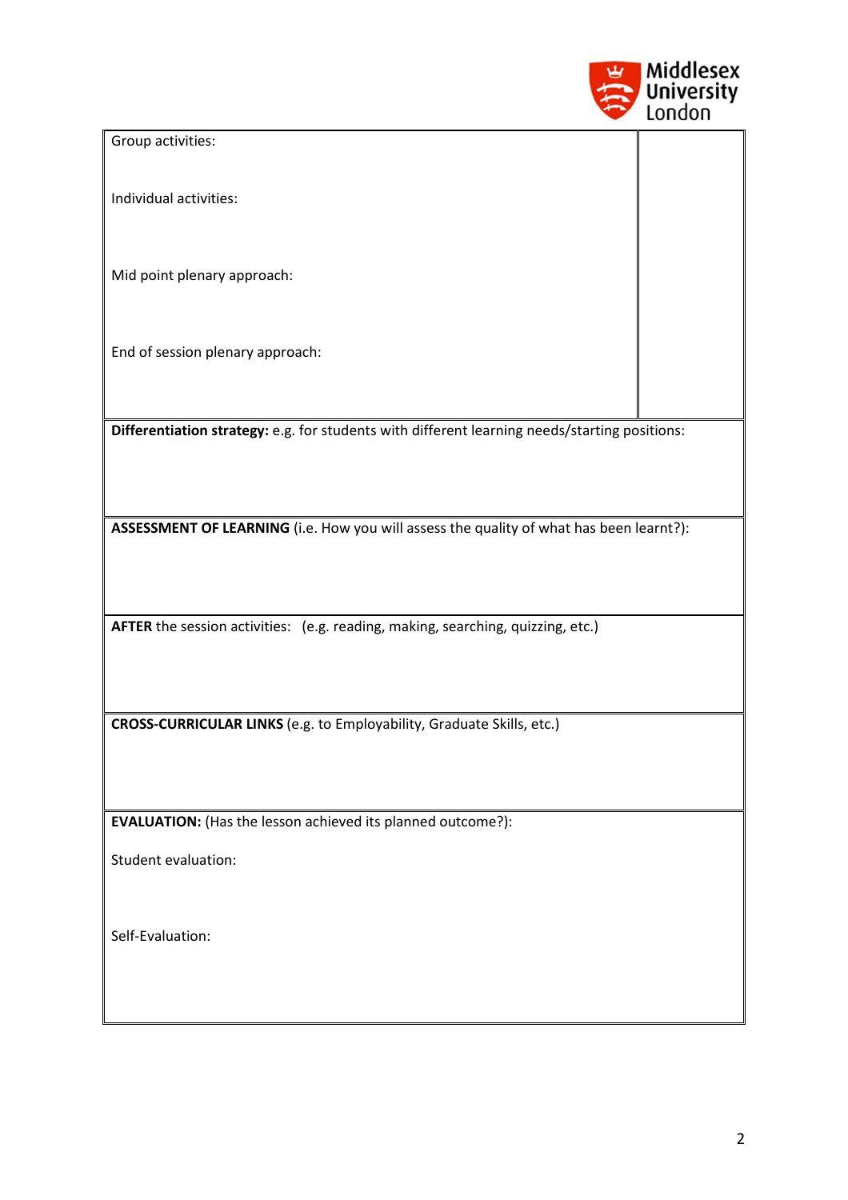| | |
|---|---|
| Group activities:<br><br>Individual activities:<br><br>Mid point plenary approach:<br><br>End of session plenary approach: | |

| |
|---|
| **Differentiation strategy:** e.g. for students with different learning needs/starting positions: |
| **ASSESSMENT OF LEARNING** (i.e. How you will assess the quality of what has been learnt?): |
| **AFTER** the session activities: (e.g. reading, making, searching, quizzing, etc.) |
| **CROSS-CURRICULAR LINKS** (e.g. to Employability, Graduate Skills, etc.) |
| **EVALUATION:** (Has the lesson achieved its planned outcome?):<br><br>Student evaluation:<br><br>Self-Evaluation: |